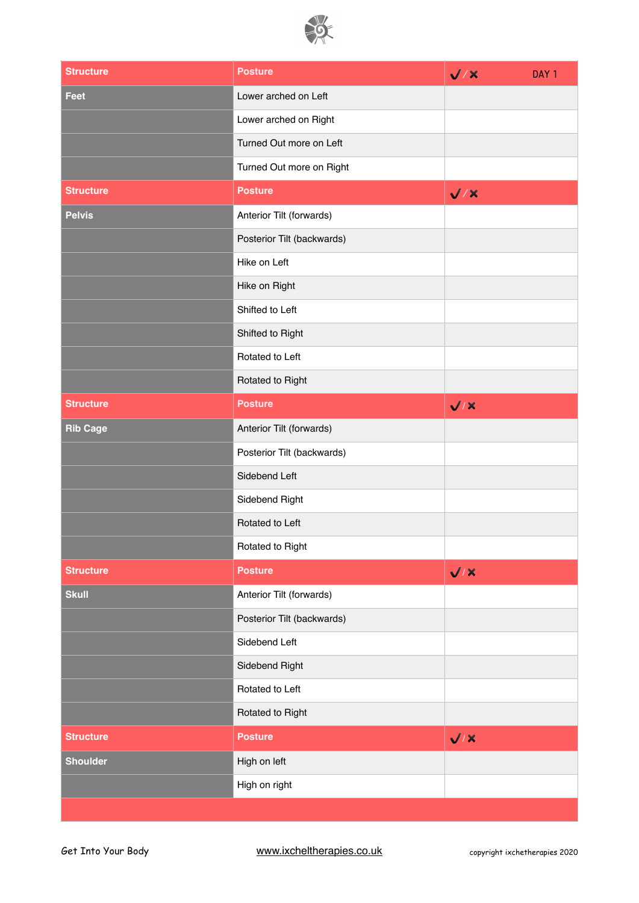| Structure | Posture | ✓/✗ DAY 1 |
|---|---|---|
| Feet | Lower arched on Left | |
| | Lower arched on Right | |
| | Turned Out more on Left | |
| | Turned Out more on Right | |
| **Structure** | **Posture** | **✓/✗** |
| Pelvis | Anterior Tilt (forwards) | |
| | Posterior Tilt (backwards) | |
| | Hike on Left | |
| | Hike on Right | |
| | Shifted to Left | |
| | Shifted to Right | |
| | Rotated to Left | |
| | Rotated to Right | |
| **Structure** | **Posture** | **✓/✗** |
| Rib Cage | Anterior Tilt (forwards) | |
| | Posterior Tilt (backwards) | |
| | Sidebend Left | |
| | Sidebend Right | |
| | Rotated to Left | |
| | Rotated to Right | |
| **Structure** | **Posture** | **✓/✗** |
| Skull | Anterior Tilt (forwards) | |
| | Posterior Tilt (backwards) | |
| | Sidebend Left | |
| | Sidebend Right | |
| | Rotated to Left | |
| | Rotated to Right | |
| **Structure** | **Posture** | **✓/✗** |
| Shoulder | High on left | |
| | High on right | |

Get Into Your Body    www.ixcheltherapies.co.uk    copyright ixchetherapies 2020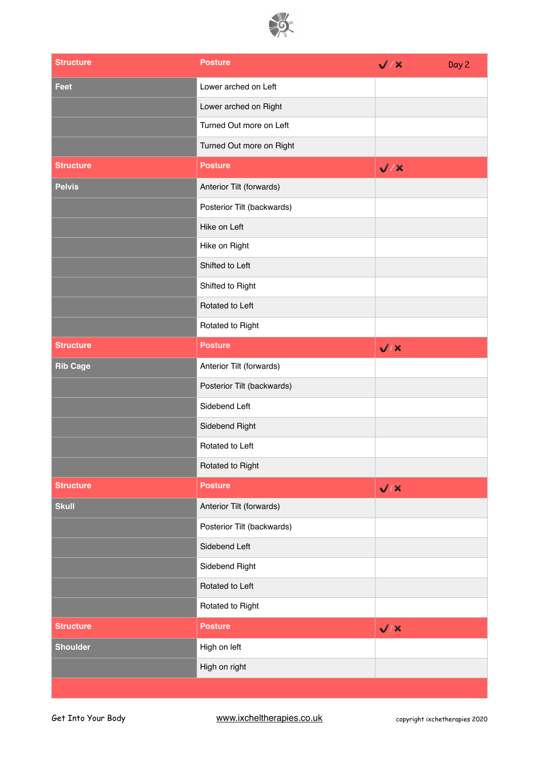| Structure | Posture | ✓ / ✗ | Day 2 |
|---|---|---|---|
| Feet | Lower arched on Left | | |
| | Lower arched on Right | | |
| | Turned Out more on Left | | |
| | Turned Out more on Right | | |
| **Structure** | **Posture** | **✓ / ✗** | |
| Pelvis | Anterior Tilt (forwards) | | |
| | Posterior Tilt (backwards) | | |
| | Hike on Left | | |
| | Hike on Right | | |
| | Shifted to Left | | |
| | Shifted to Right | | |
| | Rotated to Left | | |
| | Rotated to Right | | |
| **Structure** | **Posture** | **✓ / ✗** | |
| Rib Cage | Anterior Tilt (forwards) | | |
| | Posterior Tilt (backwards) | | |
| | Sidebend Left | | |
| | Sidebend Right | | |
| | Rotated to Left | | |
| | Rotated to Right | | |
| **Structure** | **Posture** | **✓ / ✗** | |
| Skull | Anterior Tilt (forwards) | | |
| | Posterior Tilt (backwards) | | |
| | Sidebend Left | | |
| | Sidebend Right | | |
| | Rotated to Left | | |
| | Rotated to Right | | |
| **Structure** | **Posture** | **✓ / ✗** | |
| Shoulder | High on left | | |
| | High on right | | |

Get Into Your Body www.ixcheltherapies.co.uk copyright ixchetherapies 2020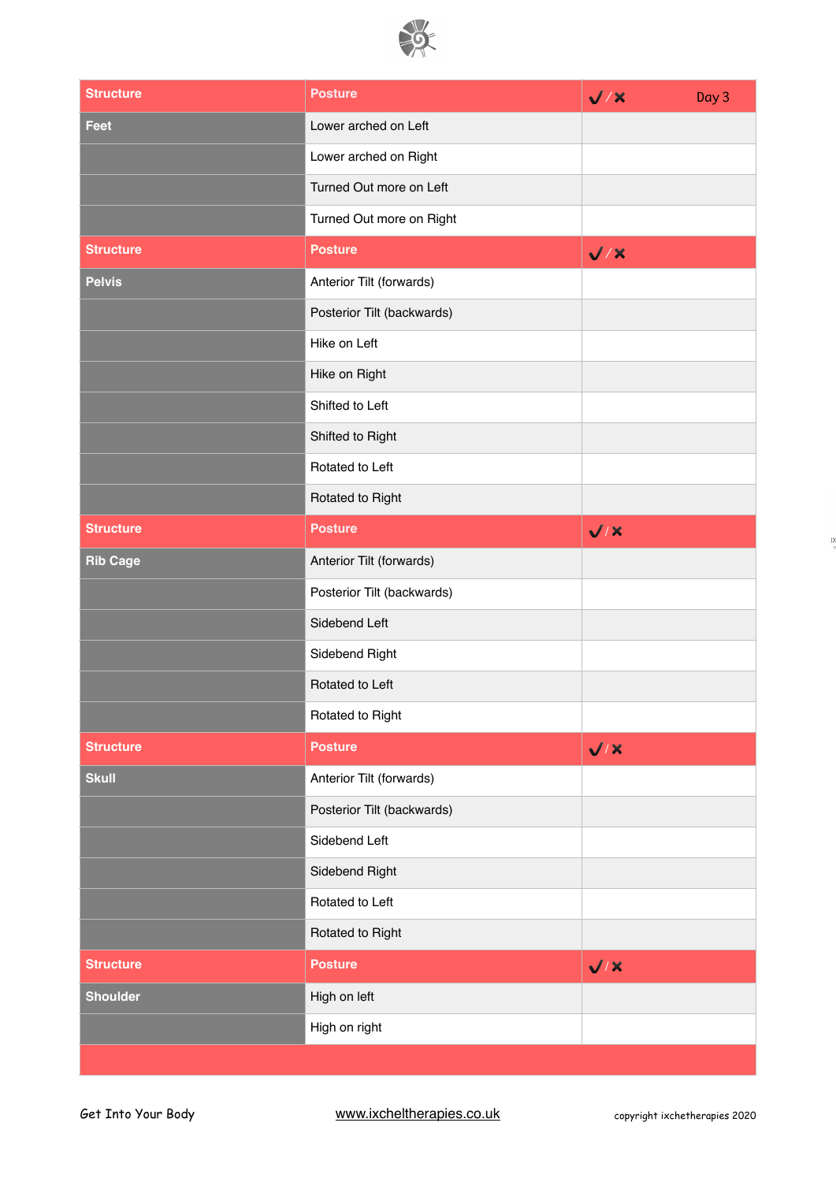| Structure | Posture | ✓/✗ Day 3 |
|---|---|---|
| Feet | Lower arched on Left | |
| | Lower arched on Right | |
| | Turned Out more on Left | |
| | Turned Out more on Right | |
| **Structure** | **Posture** | **✓/✗** |
| Pelvis | Anterior Tilt (forwards) | |
| | Posterior Tilt (backwards) | |
| | Hike on Left | |
| | Hike on Right | |
| | Shifted to Left | |
| | Shifted to Right | |
| | Rotated to Left | |
| | Rotated to Right | |
| **Structure** | **Posture** | **✓/✗** |
| Rib Cage | Anterior Tilt (forwards) | |
| | Posterior Tilt (backwards) | |
| | Sidebend Left | |
| | Sidebend Right | |
| | Rotated to Left | |
| | Rotated to Right | |
| **Structure** | **Posture** | **✓/✗** |
| Skull | Anterior Tilt (forwards) | |
| | Posterior Tilt (backwards) | |
| | Sidebend Left | |
| | Sidebend Right | |
| | Rotated to Left | |
| | Rotated to Right | |
| **Structure** | **Posture** | **✓/✗** |
| Shoulder | High on left | |
| | High on right | |

Get Into Your Body

www.ixcheltherapies.co.uk

copyright ixchetherapies 2020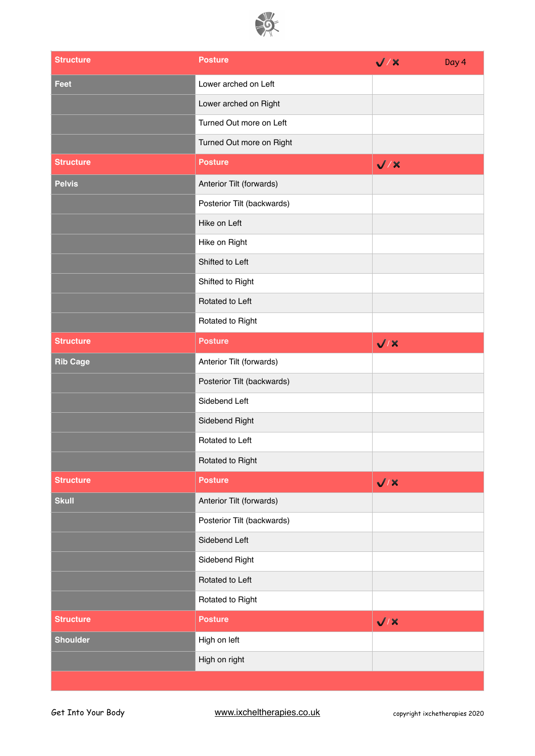| Structure | Posture | ✓ / ✗ | Day 4 |
| --- | --- | --- | --- |
| Feet | Lower arched on Left | | |
| | Lower arched on Right | | |
| | Turned Out more on Left | | |
| | Turned Out more on Right | | |
| **Structure** | **Posture** | **✓ / ✗** | |
| Pelvis | Anterior Tilt (forwards) | | |
| | Posterior Tilt (backwards) | | |
| | Hike on Left | | |
| | Hike on Right | | |
| | Shifted to Left | | |
| | Shifted to Right | | |
| | Rotated to Left | | |
| | Rotated to Right | | |
| **Structure** | **Posture** | **✓ / ✗** | |
| Rib Cage | Anterior Tilt (forwards) | | |
| | Posterior Tilt (backwards) | | |
| | Sidebend Left | | |
| | Sidebend Right | | |
| | Rotated to Left | | |
| | Rotated to Right | | |
| **Structure** | **Posture** | **✓ / ✗** | |
| Skull | Anterior Tilt (forwards) | | |
| | Posterior Tilt (backwards) | | |
| | Sidebend Left | | |
| | Sidebend Right | | |
| | Rotated to Left | | |
| | Rotated to Right | | |
| **Structure** | **Posture** | **✓ / ✗** | |
| Shoulder | High on left | | |
| | High on right | | |

Get Into Your Body www.ixcheltherapies.co.uk copyright ixchetherapies 2020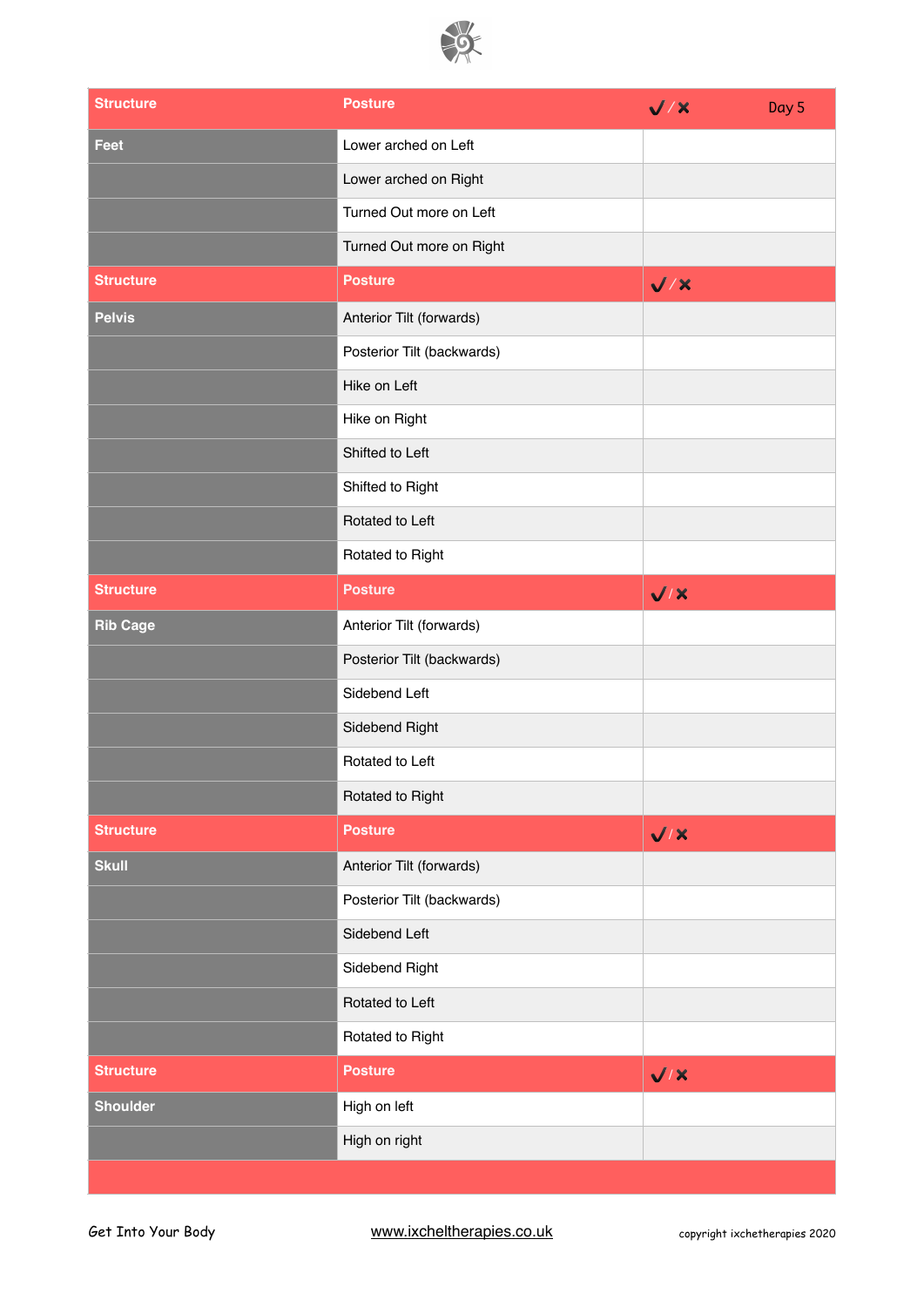| Structure | Posture | ✓ / ✗ | Day 5 |
|---|---|---|---|
| Feet | Lower arched on Left | | |
| | Lower arched on Right | | |
| | Turned Out more on Left | | |
| | Turned Out more on Right | | |
| **Structure** | **Posture** | **✓ / ✗** | |
| Pelvis | Anterior Tilt (forwards) | | |
| | Posterior Tilt (backwards) | | |
| | Hike on Left | | |
| | Hike on Right | | |
| | Shifted to Left | | |
| | Shifted to Right | | |
| | Rotated to Left | | |
| | Rotated to Right | | |
| **Structure** | **Posture** | **✓ / ✗** | |
| Rib Cage | Anterior Tilt (forwards) | | |
| | Posterior Tilt (backwards) | | |
| | Sidebend Left | | |
| | Sidebend Right | | |
| | Rotated to Left | | |
| | Rotated to Right | | |
| **Structure** | **Posture** | **✓ / ✗** | |
| Skull | Anterior Tilt (forwards) | | |
| | Posterior Tilt (backwards) | | |
| | Sidebend Left | | |
| | Sidebend Right | | |
| | Rotated to Left | | |
| | Rotated to Right | | |
| **Structure** | **Posture** | **✓ / ✗** | |
| Shoulder | High on left | | |
| | High on right | | |

Get Into Your Body www.ixcheltherapies.co.uk copyright ixchetherapies 2020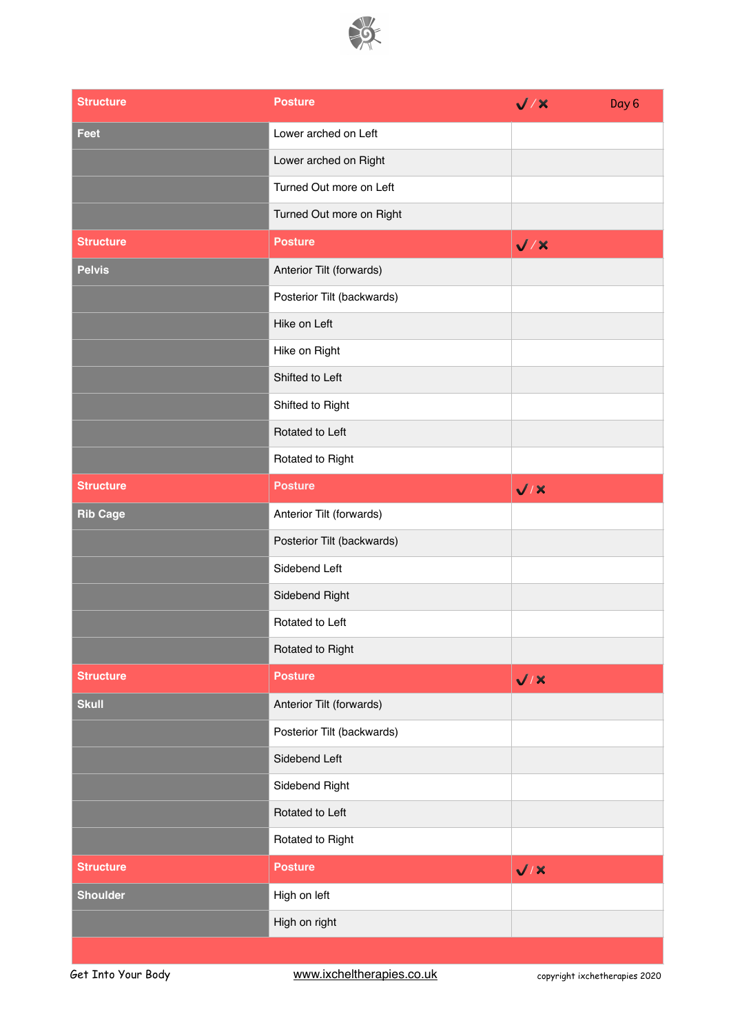| Structure | Posture | ✓ / ✗ | Day 6 |
|---|---|---|---|
| Feet | Lower arched on Left | | |
| | Lower arched on Right | | |
| | Turned Out more on Left | | |
| | Turned Out more on Right | | |
| **Structure** | **Posture** | **✓ / ✗** | |
| Pelvis | Anterior Tilt (forwards) | | |
| | Posterior Tilt (backwards) | | |
| | Hike on Left | | |
| | Hike on Right | | |
| | Shifted to Left | | |
| | Shifted to Right | | |
| | Rotated to Left | | |
| | Rotated to Right | | |
| **Structure** | **Posture** | **✓ / ✗** | |
| Rib Cage | Anterior Tilt (forwards) | | |
| | Posterior Tilt (backwards) | | |
| | Sidebend Left | | |
| | Sidebend Right | | |
| | Rotated to Left | | |
| | Rotated to Right | | |
| **Structure** | **Posture** | **✓ / ✗** | |
| Skull | Anterior Tilt (forwards) | | |
| | Posterior Tilt (backwards) | | |
| | Sidebend Left | | |
| | Sidebend Right | | |
| | Rotated to Left | | |
| | Rotated to Right | | |
| **Structure** | **Posture** | **✓ / ✗** | |
| Shoulder | High on left | | |
| | High on right | | |

Get Into Your Body    www.ixcheltherapies.co.uk    copyright ixchetherapies 2020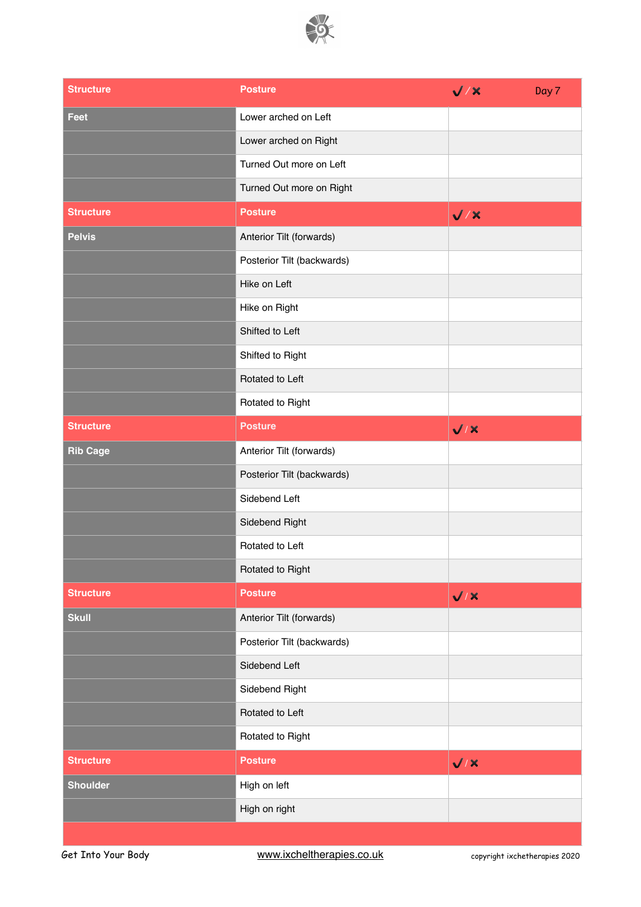| Structure | Posture | ✓ / ✗ Day 7 |
| --- | --- | --- |
| Feet | Lower arched on Left | |
| | Lower arched on Right | |
| | Turned Out more on Left | |
| | Turned Out more on Right | |
| Structure | Posture | ✓ / ✗ |
| Pelvis | Anterior Tilt (forwards) | |
| | Posterior Tilt (backwards) | |
| | Hike on Left | |
| | Hike on Right | |
| | Shifted to Left | |
| | Shifted to Right | |
| | Rotated to Left | |
| | Rotated to Right | |
| Structure | Posture | ✓ / ✗ |
| Rib Cage | Anterior Tilt (forwards) | |
| | Posterior Tilt (backwards) | |
| | Sidebend Left | |
| | Sidebend Right | |
| | Rotated to Left | |
| | Rotated to Right | |
| Structure | Posture | ✓ / ✗ |
| Skull | Anterior Tilt (forwards) | |
| | Posterior Tilt (backwards) | |
| | Sidebend Left | |
| | Sidebend Right | |
| | Rotated to Left | |
| | Rotated to Right | |
| Structure | Posture | ✓ / ✗ |
| Shoulder | High on left | |
| | High on right | |

Get Into Your Body www.ixcheltherapies.co.uk copyright ixchetherapies 2020